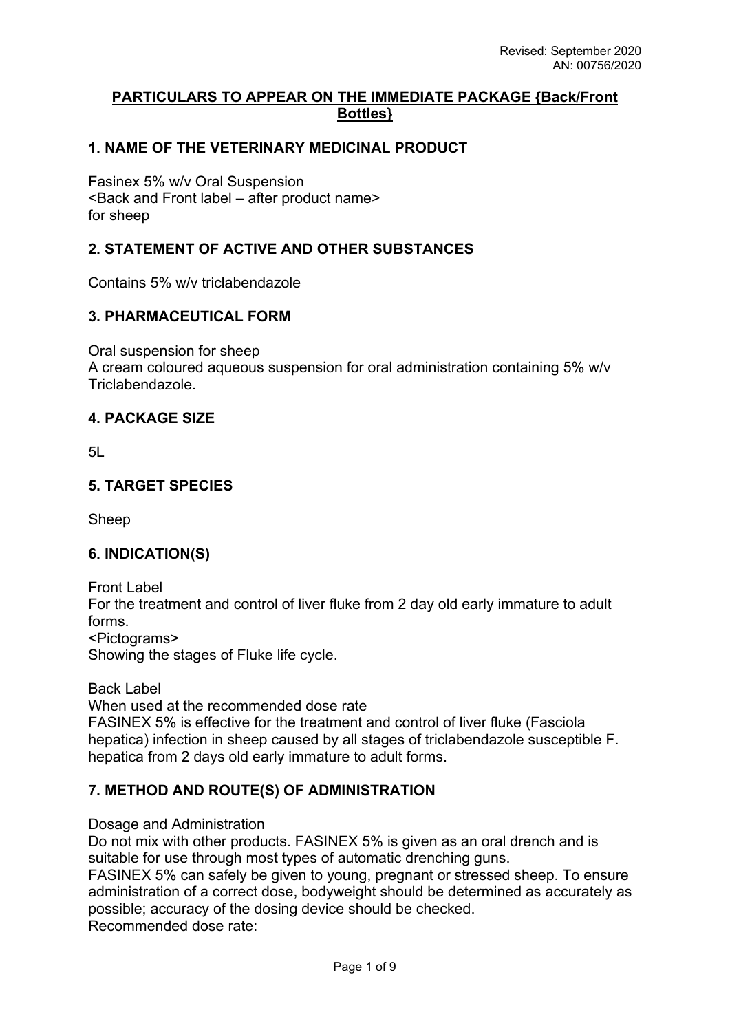Revised: September 2020
AN: 00756/2020

**PARTICULARS TO APPEAR ON THE IMMEDIATE PACKAGE {Back/Front Bottles}**

## 1. NAME OF THE VETERINARY MEDICINAL PRODUCT

Fasinex 5% w/v Oral Suspension
<Back and Front label – after product name>
for sheep

## 2. STATEMENT OF ACTIVE AND OTHER SUBSTANCES

Contains 5% w/v triclabendazole

## 3. PHARMACEUTICAL FORM

Oral suspension for sheep
A cream coloured aqueous suspension for oral administration containing 5% w/v Triclabendazole.

## 4. PACKAGE SIZE

5L

## 5. TARGET SPECIES

Sheep

## 6. INDICATION(S)

Front Label
For the treatment and control of liver fluke from 2 day old early immature to adult forms.
<Pictograms>
Showing the stages of Fluke life cycle.

Back Label
When used at the recommended dose rate
FASINEX 5% is effective for the treatment and control of liver fluke (Fasciola hepatica) infection in sheep caused by all stages of triclabendazole susceptible F. hepatica from 2 days old early immature to adult forms.

## 7. METHOD AND ROUTE(S) OF ADMINISTRATION

Dosage and Administration
Do not mix with other products. FASINEX 5% is given as an oral drench and is suitable for use through most types of automatic drenching guns.
FASINEX 5% can safely be given to young, pregnant or stressed sheep. To ensure administration of a correct dose, bodyweight should be determined as accurately as possible; accuracy of the dosing device should be checked.
Recommended dose rate: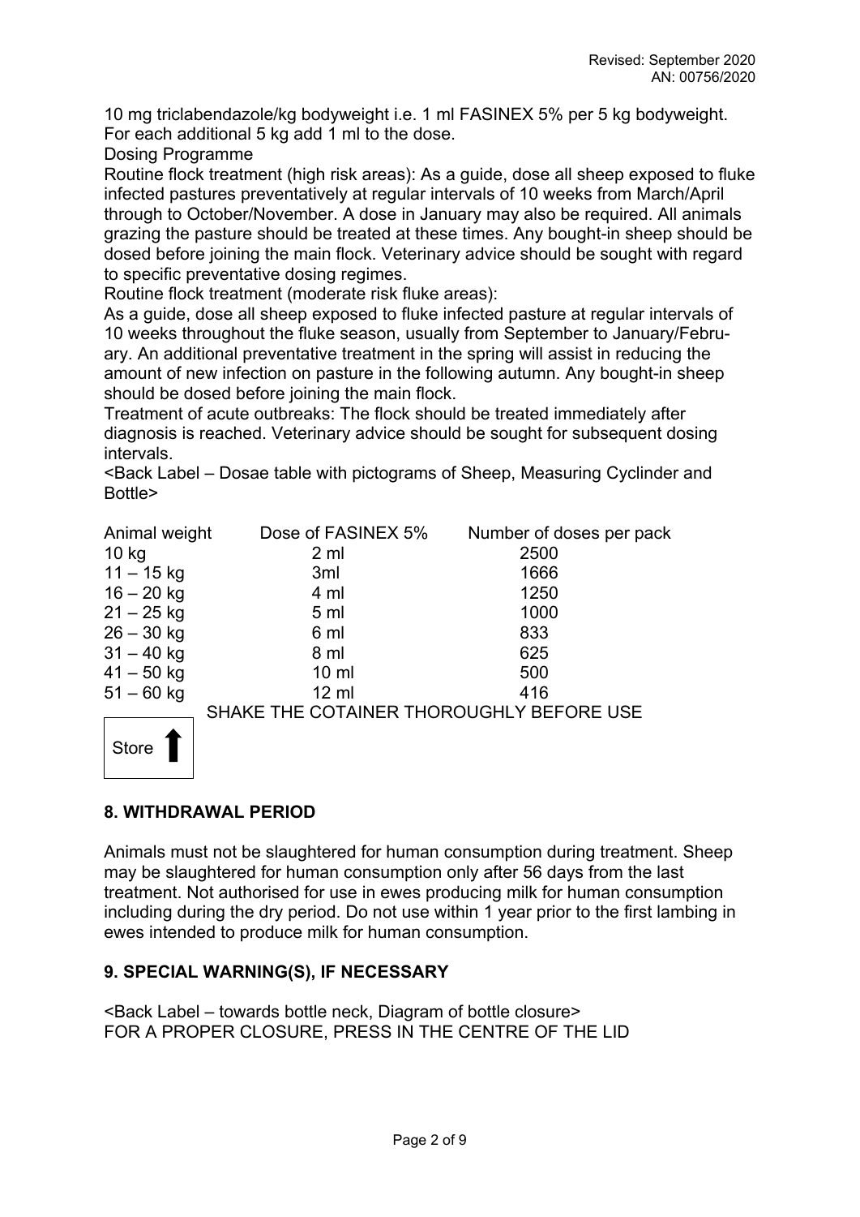10 mg triclabendazole/kg bodyweight i.e. 1 ml FASINEX 5% per 5 kg bodyweight. For each additional 5 kg add 1 ml to the dose.

Dosing Programme

Routine flock treatment (high risk areas): As a guide, dose all sheep exposed to fluke infected pastures preventatively at regular intervals of 10 weeks from March/April through to October/November. A dose in January may also be required. All animals grazing the pasture should be treated at these times. Any bought-in sheep should be dosed before joining the main flock. Veterinary advice should be sought with regard to specific preventative dosing regimes.

Routine flock treatment (moderate risk fluke areas):

As a guide, dose all sheep exposed to fluke infected pasture at regular intervals of 10 weeks throughout the fluke season, usually from September to January/February. An additional preventative treatment in the spring will assist in reducing the amount of new infection on pasture in the following autumn. Any bought-in sheep should be dosed before joining the main flock.

Treatment of acute outbreaks: The flock should be treated immediately after diagnosis is reached. Veterinary advice should be sought for subsequent dosing intervals.

<Back Label – Dosae table with pictograms of Sheep, Measuring Cyclinder and Bottle>

| Animal weight | Dose of FASINEX 5% | Number of doses per pack |
|---|---|---|
| 10 kg | 2 ml | 2500 |
| 11 – 15 kg | 3ml | 1666 |
| 16 – 20 kg | 4 ml | 1250 |
| 21 – 25 kg | 5 ml | 1000 |
| 26 – 30 kg | 6 ml | 833 |
| 31 – 40 kg | 8 ml | 625 |
| 41 – 50 kg | 10 ml | 500 |
| 51 – 60 kg | 12 ml | 416 |

SHAKE THE COTAINER THOROUGHLY BEFORE USE

Store ↑

## 8. WITHDRAWAL PERIOD

Animals must not be slaughtered for human consumption during treatment. Sheep may be slaughtered for human consumption only after 56 days from the last treatment. Not authorised for use in ewes producing milk for human consumption including during the dry period. Do not use within 1 year prior to the first lambing in ewes intended to produce milk for human consumption.

## 9. SPECIAL WARNING(S), IF NECESSARY

<Back Label – towards bottle neck, Diagram of bottle closure>
FOR A PROPER CLOSURE, PRESS IN THE CENTRE OF THE LID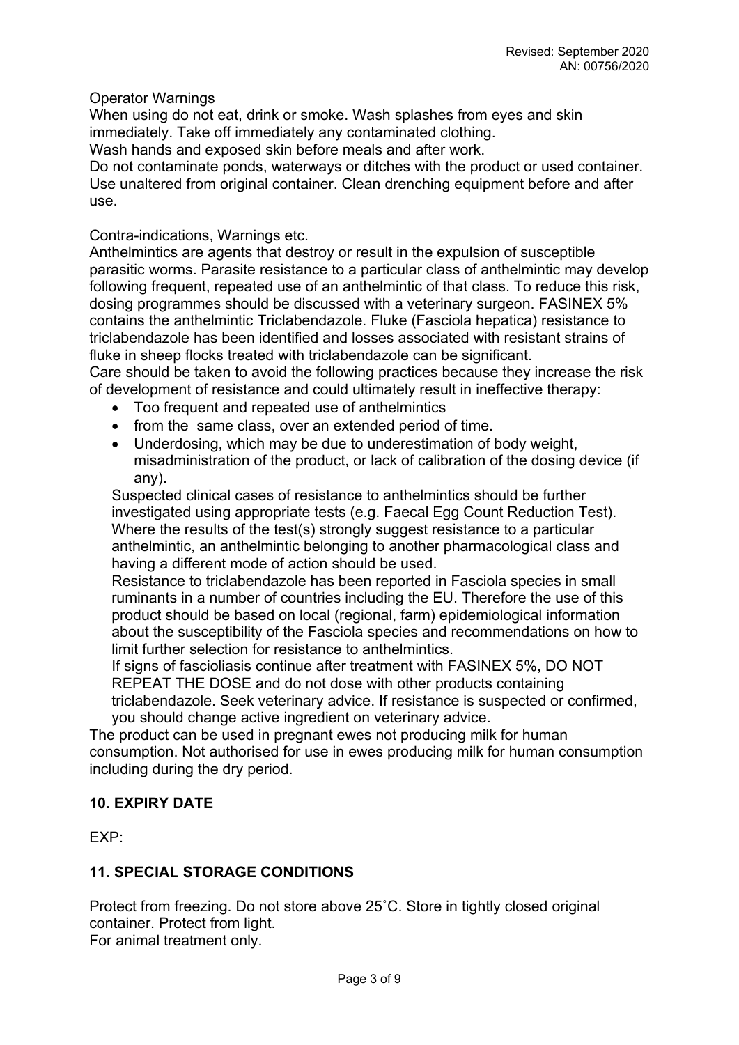Operator Warnings

When using do not eat, drink or smoke. Wash splashes from eyes and skin immediately. Take off immediately any contaminated clothing.

Wash hands and exposed skin before meals and after work.

Do not contaminate ponds, waterways or ditches with the product or used container. Use unaltered from original container. Clean drenching equipment before and after use.

Contra-indications, Warnings etc.

Anthelmintics are agents that destroy or result in the expulsion of susceptible parasitic worms. Parasite resistance to a particular class of anthelmintic may develop following frequent, repeated use of an anthelmintic of that class. To reduce this risk, dosing programmes should be discussed with a veterinary surgeon. FASINEX 5% contains the anthelmintic Triclabendazole. Fluke (Fasciola hepatica) resistance to triclabendazole has been identified and losses associated with resistant strains of fluke in sheep flocks treated with triclabendazole can be significant.

Care should be taken to avoid the following practices because they increase the risk of development of resistance and could ultimately result in ineffective therapy:

- Too frequent and repeated use of anthelmintics
- from the same class, over an extended period of time.
- Underdosing, which may be due to underestimation of body weight, misadministration of the product, or lack of calibration of the dosing device (if any).

Suspected clinical cases of resistance to anthelmintics should be further investigated using appropriate tests (e.g. Faecal Egg Count Reduction Test). Where the results of the test(s) strongly suggest resistance to a particular anthelmintic, an anthelmintic belonging to another pharmacological class and having a different mode of action should be used.

Resistance to triclabendazole has been reported in Fasciola species in small ruminants in a number of countries including the EU. Therefore the use of this product should be based on local (regional, farm) epidemiological information about the susceptibility of the Fasciola species and recommendations on how to limit further selection for resistance to anthelmintics.

If signs of fascioliasis continue after treatment with FASINEX 5%, DO NOT REPEAT THE DOSE and do not dose with other products containing triclabendazole. Seek veterinary advice. If resistance is suspected or confirmed, you should change active ingredient on veterinary advice.

The product can be used in pregnant ewes not producing milk for human consumption. Not authorised for use in ewes producing milk for human consumption including during the dry period.

## 10. EXPIRY DATE

EXP:

## 11. SPECIAL STORAGE CONDITIONS

Protect from freezing. Do not store above 25˚C. Store in tightly closed original container. Protect from light.

For animal treatment only.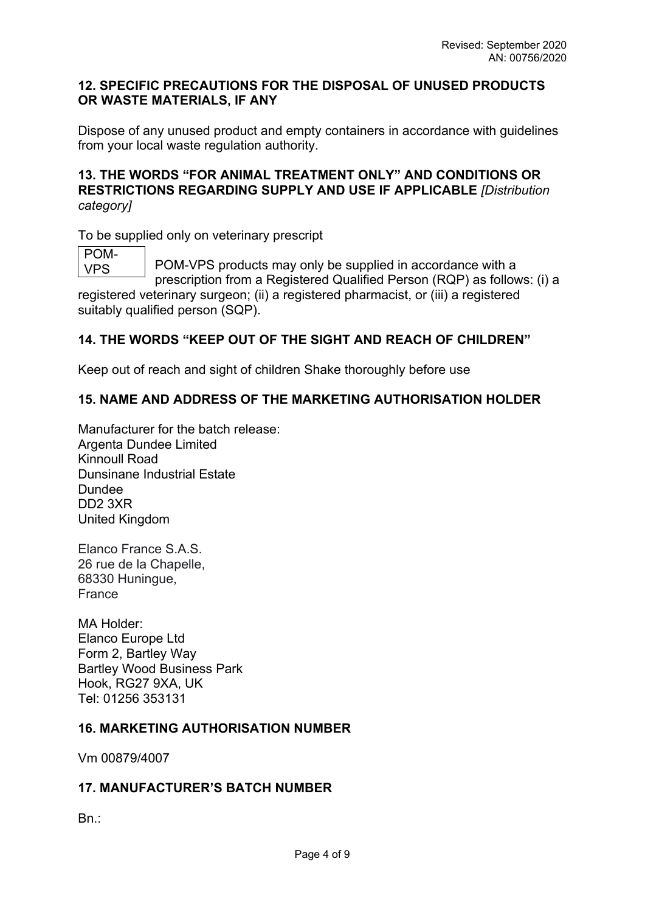## 12. SPECIFIC PRECAUTIONS FOR THE DISPOSAL OF UNUSED PRODUCTS OR WASTE MATERIALS, IF ANY

Dispose of any unused product and empty containers in accordance with guidelines from your local waste regulation authority.

## 13. THE WORDS "FOR ANIMAL TREATMENT ONLY" AND CONDITIONS OR RESTRICTIONS REGARDING SUPPLY AND USE IF APPLICABLE *[Distribution category]*

To be supplied only on veterinary prescript

POM-VPS

POM-VPS products may only be supplied in accordance with a prescription from a Registered Qualified Person (RQP) as follows: (i) a registered veterinary surgeon; (ii) a registered pharmacist, or (iii) a registered suitably qualified person (SQP).

## 14. THE WORDS "KEEP OUT OF THE SIGHT AND REACH OF CHILDREN"

Keep out of reach and sight of children Shake thoroughly before use

## 15. NAME AND ADDRESS OF THE MARKETING AUTHORISATION HOLDER

Manufacturer for the batch release:
Argenta Dundee Limited
Kinnoull Road
Dunsinane Industrial Estate
Dundee
DD2 3XR
United Kingdom

Elanco France S.A.S.
26 rue de la Chapelle,
68330 Huningue,
France

MA Holder:
Elanco Europe Ltd
Form 2, Bartley Way
Bartley Wood Business Park
Hook, RG27 9XA, UK
Tel: 01256 353131

## 16. MARKETING AUTHORISATION NUMBER

Vm 00879/4007

## 17. MANUFACTURER'S BATCH NUMBER

Bn.: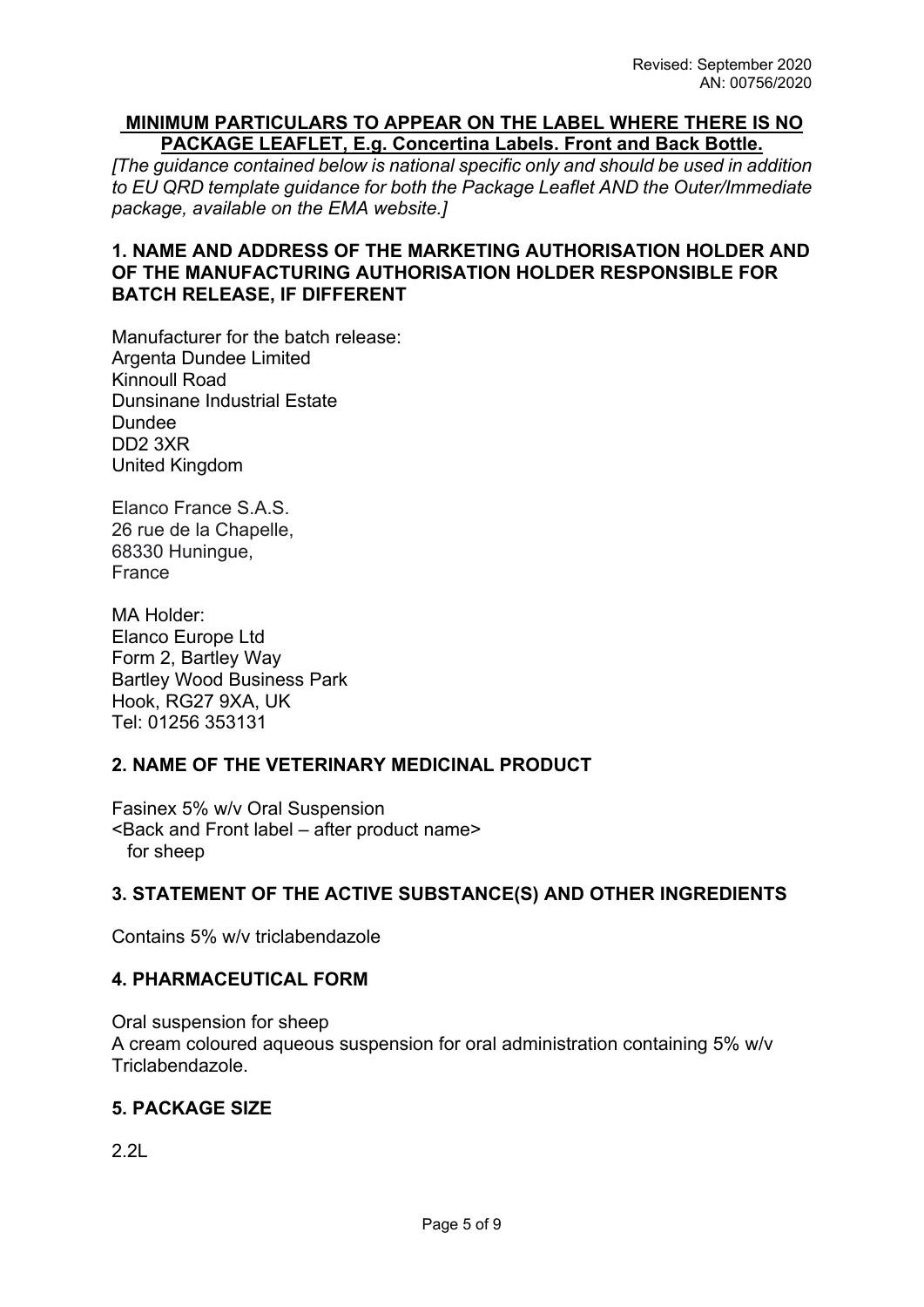Revised: September 2020
AN: 00756/2020

**MINIMUM PARTICULARS TO APPEAR ON THE LABEL WHERE THERE IS NO PACKAGE LEAFLET, E.g. Concertina Labels. Front and Back Bottle.**

*[The guidance contained below is national specific only and should be used in addition to EU QRD template guidance for both the Package Leaflet AND the Outer/Immediate package, available on the EMA website.]*

## 1. NAME AND ADDRESS OF THE MARKETING AUTHORISATION HOLDER AND OF THE MANUFACTURING AUTHORISATION HOLDER RESPONSIBLE FOR BATCH RELEASE, IF DIFFERENT

Manufacturer for the batch release:
Argenta Dundee Limited
Kinnoull Road
Dunsinane Industrial Estate
Dundee
DD2 3XR
United Kingdom

Elanco France S.A.S.
26 rue de la Chapelle,
68330 Huningue,
France

MA Holder:
Elanco Europe Ltd
Form 2, Bartley Way
Bartley Wood Business Park
Hook, RG27 9XA, UK
Tel: 01256 353131

## 2. NAME OF THE VETERINARY MEDICINAL PRODUCT

Fasinex 5% w/v Oral Suspension
<Back and Front label – after product name>
for sheep

## 3. STATEMENT OF THE ACTIVE SUBSTANCE(S) AND OTHER INGREDIENTS

Contains 5% w/v triclabendazole

## 4. PHARMACEUTICAL FORM

Oral suspension for sheep
A cream coloured aqueous suspension for oral administration containing 5% w/v Triclabendazole.

## 5. PACKAGE SIZE

2.2L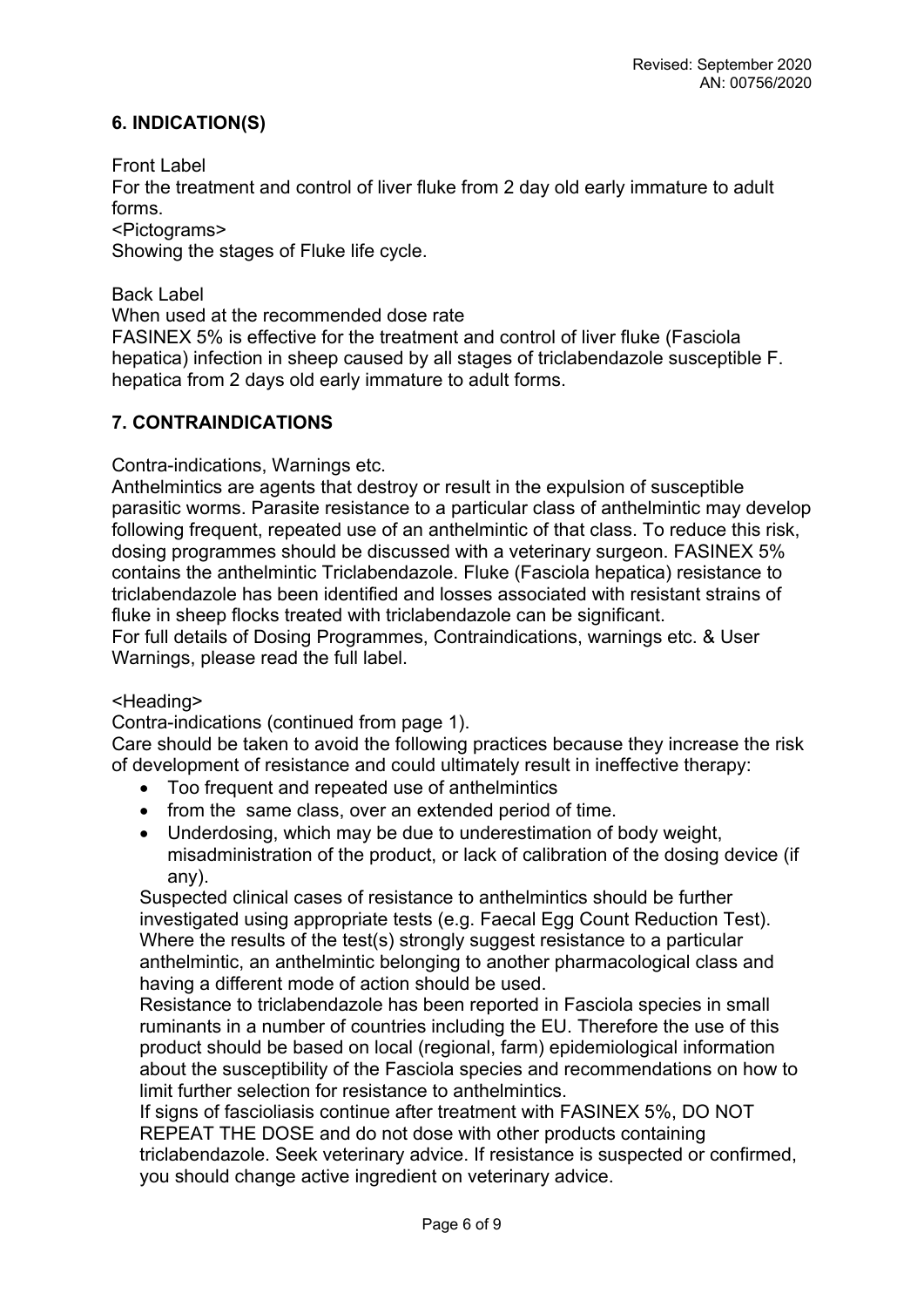## 6. INDICATION(S)

Front Label
For the treatment and control of liver fluke from 2 day old early immature to adult forms.
<Pictograms>
Showing the stages of Fluke life cycle.

Back Label
When used at the recommended dose rate
FASINEX 5% is effective for the treatment and control of liver fluke (Fasciola hepatica) infection in sheep caused by all stages of triclabendazole susceptible F. hepatica from 2 days old early immature to adult forms.

## 7. CONTRAINDICATIONS

Contra-indications, Warnings etc.
Anthelmintics are agents that destroy or result in the expulsion of susceptible parasitic worms. Parasite resistance to a particular class of anthelmintic may develop following frequent, repeated use of an anthelmintic of that class. To reduce this risk, dosing programmes should be discussed with a veterinary surgeon. FASINEX 5% contains the anthelmintic Triclabendazole. Fluke (Fasciola hepatica) resistance to triclabendazole has been identified and losses associated with resistant strains of fluke in sheep flocks treated with triclabendazole can be significant.
For full details of Dosing Programmes, Contraindications, warnings etc. & User Warnings, please read the full label.

<Heading>
Contra-indications (continued from page 1).
Care should be taken to avoid the following practices because they increase the risk of development of resistance and could ultimately result in ineffective therapy:

- Too frequent and repeated use of anthelmintics
- from the same class, over an extended period of time.
- Underdosing, which may be due to underestimation of body weight, misadministration of the product, or lack of calibration of the dosing device (if any).

Suspected clinical cases of resistance to anthelmintics should be further investigated using appropriate tests (e.g. Faecal Egg Count Reduction Test). Where the results of the test(s) strongly suggest resistance to a particular anthelmintic, an anthelmintic belonging to another pharmacological class and having a different mode of action should be used.
Resistance to triclabendazole has been reported in Fasciola species in small ruminants in a number of countries including the EU. Therefore the use of this product should be based on local (regional, farm) epidemiological information about the susceptibility of the Fasciola species and recommendations on how to limit further selection for resistance to anthelmintics.
If signs of fascioliasis continue after treatment with FASINEX 5%, DO NOT REPEAT THE DOSE and do not dose with other products containing triclabendazole. Seek veterinary advice. If resistance is suspected or confirmed, you should change active ingredient on veterinary advice.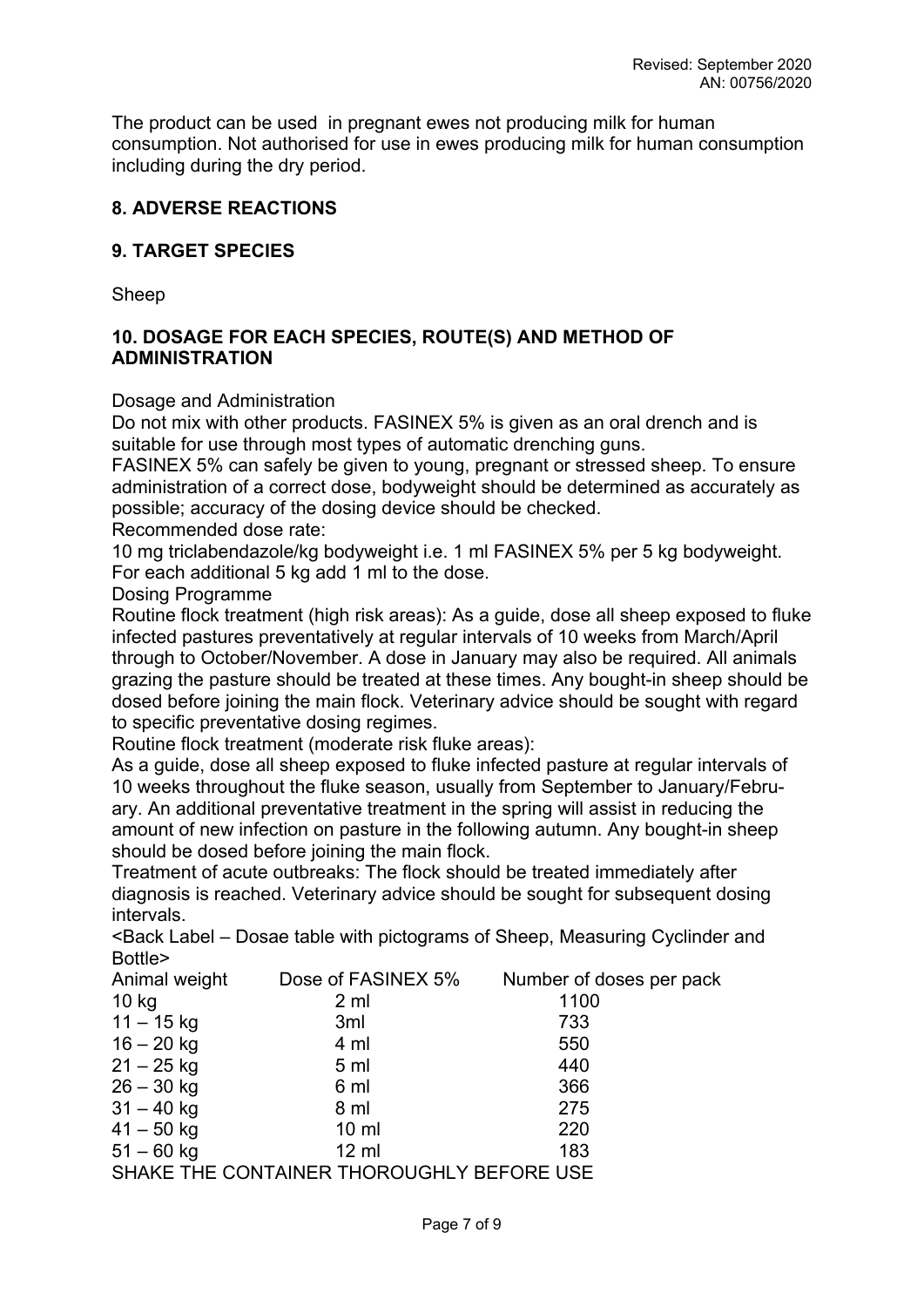The product can be used in pregnant ewes not producing milk for human consumption. Not authorised for use in ewes producing milk for human consumption including during the dry period.

## 8. ADVERSE REACTIONS

## 9. TARGET SPECIES

Sheep

## 10. DOSAGE FOR EACH SPECIES, ROUTE(S) AND METHOD OF ADMINISTRATION

Dosage and Administration

Do not mix with other products. FASINEX 5% is given as an oral drench and is suitable for use through most types of automatic drenching guns.

FASINEX 5% can safely be given to young, pregnant or stressed sheep. To ensure administration of a correct dose, bodyweight should be determined as accurately as possible; accuracy of the dosing device should be checked.

Recommended dose rate:

10 mg triclabendazole/kg bodyweight i.e. 1 ml FASINEX 5% per 5 kg bodyweight. For each additional 5 kg add 1 ml to the dose.

Dosing Programme

Routine flock treatment (high risk areas): As a guide, dose all sheep exposed to fluke infected pastures preventatively at regular intervals of 10 weeks from March/April through to October/November. A dose in January may also be required. All animals grazing the pasture should be treated at these times. Any bought-in sheep should be dosed before joining the main flock. Veterinary advice should be sought with regard to specific preventative dosing regimes.

Routine flock treatment (moderate risk fluke areas):

As a guide, dose all sheep exposed to fluke infected pasture at regular intervals of 10 weeks throughout the fluke season, usually from September to January/February. An additional preventative treatment in the spring will assist in reducing the amount of new infection on pasture in the following autumn. Any bought-in sheep should be dosed before joining the main flock.

Treatment of acute outbreaks: The flock should be treated immediately after diagnosis is reached. Veterinary advice should be sought for subsequent dosing intervals.

<Back Label – Dosae table with pictograms of Sheep, Measuring Cyclinder and Bottle>

| Animal weight | Dose of FASINEX 5% | Number of doses per pack |
|---|---|---|
| 10 kg | 2 ml | 1100 |
| 11 – 15 kg | 3ml | 733 |
| 16 – 20 kg | 4 ml | 550 |
| 21 – 25 kg | 5 ml | 440 |
| 26 – 30 kg | 6 ml | 366 |
| 31 – 40 kg | 8 ml | 275 |
| 41 – 50 kg | 10 ml | 220 |
| 51 – 60 kg | 12 ml | 183 |

SHAKE THE CONTAINER THOROUGHLY BEFORE USE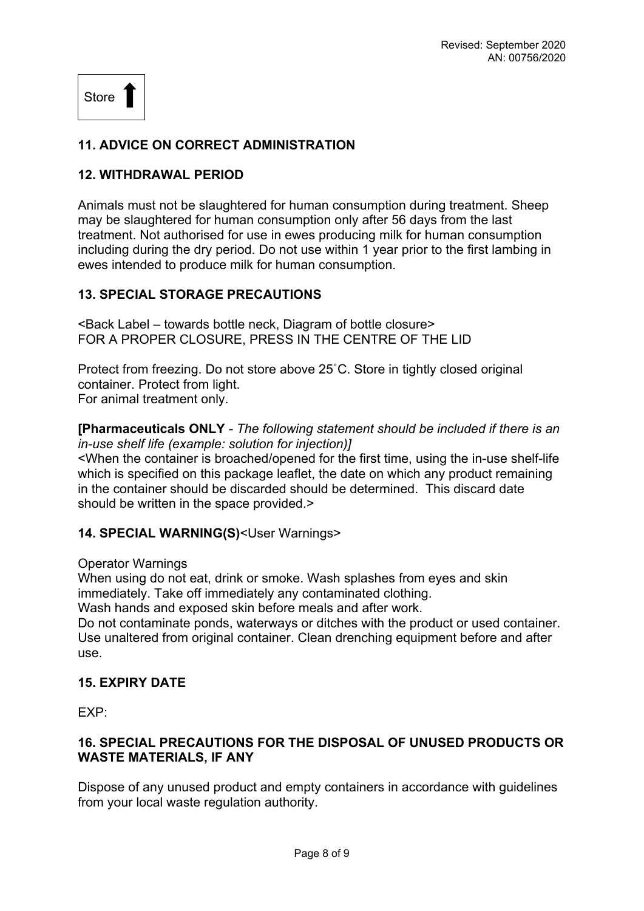Revised: September 2020
AN: 00756/2020

Store ⬆

## 11. ADVICE ON CORRECT ADMINISTRATION

## 12. WITHDRAWAL PERIOD

Animals must not be slaughtered for human consumption during treatment. Sheep may be slaughtered for human consumption only after 56 days from the last treatment. Not authorised for use in ewes producing milk for human consumption including during the dry period. Do not use within 1 year prior to the first lambing in ewes intended to produce milk for human consumption.

## 13. SPECIAL STORAGE PRECAUTIONS

<Back Label – towards bottle neck, Diagram of bottle closure>
FOR A PROPER CLOSURE, PRESS IN THE CENTRE OF THE LID

Protect from freezing. Do not store above 25˚C. Store in tightly closed original container. Protect from light.
For animal treatment only.

**[Pharmaceuticals ONLY** - *The following statement should be included if there is an in-use shelf life (example: solution for injection)]*
<When the container is broached/opened for the first time, using the in-use shelf-life which is specified on this package leaflet, the date on which any product remaining in the container should be discarded should be determined. This discard date should be written in the space provided.>

## 14. SPECIAL WARNING(S)<User Warnings>

Operator Warnings
When using do not eat, drink or smoke. Wash splashes from eyes and skin immediately. Take off immediately any contaminated clothing.
Wash hands and exposed skin before meals and after work.
Do not contaminate ponds, waterways or ditches with the product or used container. Use unaltered from original container. Clean drenching equipment before and after use.

## 15. EXPIRY DATE

EXP:

## 16. SPECIAL PRECAUTIONS FOR THE DISPOSAL OF UNUSED PRODUCTS OR WASTE MATERIALS, IF ANY

Dispose of any unused product and empty containers in accordance with guidelines from your local waste regulation authority.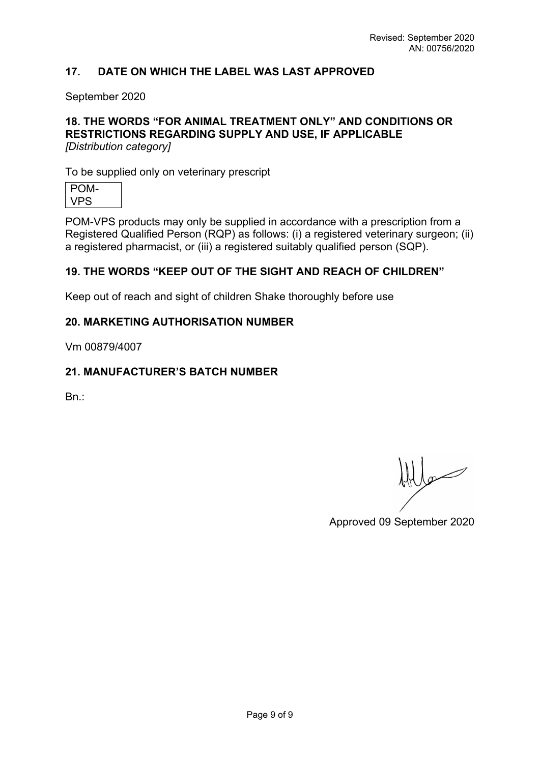Revised: September 2020
AN: 00756/2020

## 17. DATE ON WHICH THE LABEL WAS LAST APPROVED

September 2020

## 18. THE WORDS "FOR ANIMAL TREATMENT ONLY" AND CONDITIONS OR RESTRICTIONS REGARDING SUPPLY AND USE, IF APPLICABLE

*[Distribution category]*

To be supplied only on veterinary prescript

| POM-VPS |
|---|

POM-VPS products may only be supplied in accordance with a prescription from a Registered Qualified Person (RQP) as follows: (i) a registered veterinary surgeon; (ii) a registered pharmacist, or (iii) a registered suitably qualified person (SQP).

## 19. THE WORDS "KEEP OUT OF THE SIGHT AND REACH OF CHILDREN"

Keep out of reach and sight of children Shake thoroughly before use

## 20. MARKETING AUTHORISATION NUMBER

Vm 00879/4007

## 21. MANUFACTURER'S BATCH NUMBER

Bn.:

Approved 09 September 2020